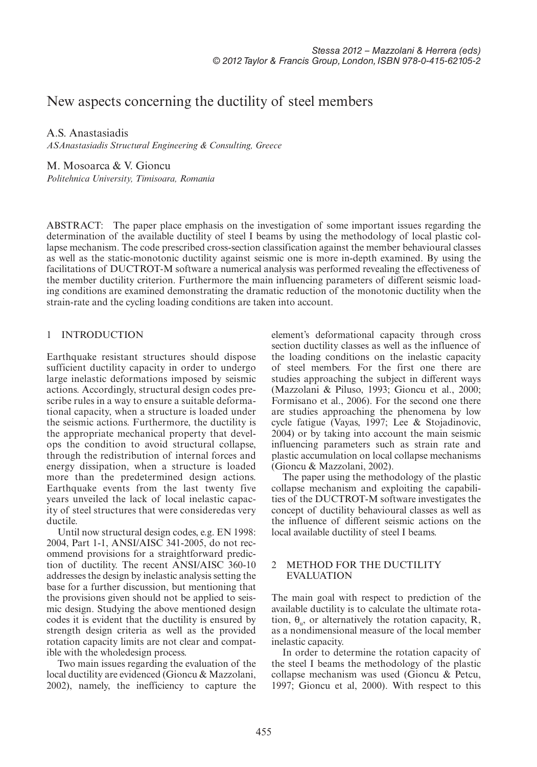# New aspects concerning the ductility of steel members

A.S. Anastasiadis
*ASAnastasiadis Structural Engineering & Consulting, Greece*

M. Mosoarca & V. Gioncu
*Politehnica University, Timisoara, Romania*

ABSTRACT: The paper place emphasis on the investigation of some important issues regarding the determination of the available ductility of steel I beams by using the methodology of local plastic collapse mechanism. The code prescribed cross-section classification against the member behavioural classes as well as the static-monotonic ductility against seismic one is more in-depth examined. By using the facilitations of DUCTROT-M software a numerical analysis was performed revealing the effectiveness of the member ductility criterion. Furthermore the main influencing parameters of different seismic loading conditions are examined demonstrating the dramatic reduction of the monotonic ductility when the strain-rate and the cycling loading conditions are taken into account.

## 1 INTRODUCTION

Earthquake resistant structures should dispose sufficient ductility capacity in order to undergo large inelastic deformations imposed by seismic actions. Accordingly, structural design codes prescribe rules in a way to ensure a suitable deformational capacity, when a structure is loaded under the seismic actions. Furthermore, the ductility is the appropriate mechanical property that develops the condition to avoid structural collapse, through the redistribution of internal forces and energy dissipation, when a structure is loaded more than the predetermined design actions. Earthquake events from the last twenty five years unveiled the lack of local inelastic capacity of steel structures that were consideredas very ductile.

Until now structural design codes, e.g. EN 1998: 2004, Part 1-1, ANSI/AISC 341-2005, do not recommend provisions for a straightforward prediction of ductility. The recent ANSI/AISC 360-10 addresses the design by inelastic analysis setting the base for a further discussion, but mentioning that the provisions given should not be applied to seismic design. Studying the above mentioned design codes it is evident that the ductility is ensured by strength design criteria as well as the provided rotation capacity limits are not clear and compatible with the wholedesign process.

Two main issues regarding the evaluation of the local ductility are evidenced (Gioncu & Mazzolani, 2002), namely, the inefficiency to capture the element's deformational capacity through cross section ductility classes as well as the influence of the loading conditions on the inelastic capacity of steel members. For the first one there are studies approaching the subject in different ways (Mazzolani & Piluso, 1993; Gioncu et al., 2000; Formisano et al., 2006). For the second one there are studies approaching the phenomena by low cycle fatigue (Vayas, 1997; Lee & Stojadinovic, 2004) or by taking into account the main seismic influencing parameters such as strain rate and plastic accumulation on local collapse mechanisms (Gioncu & Mazzolani, 2002).

The paper using the methodology of the plastic collapse mechanism and exploiting the capabilities of the DUCTROT-M software investigates the concept of ductility behavioural classes as well as the influence of different seismic actions on the local available ductility of steel I beams.

## 2 METHOD FOR THE DUCTILITY EVALUATION

The main goal with respect to prediction of the available ductility is to calculate the ultimate rotation, $\theta_u$, or alternatively the rotation capacity, R, as a nondimensional measure of the local member inelastic capacity.

In order to determine the rotation capacity of the steel I beams the methodology of the plastic collapse mechanism was used (Gioncu & Petcu, 1997; Gioncu et al, 2000). With respect to this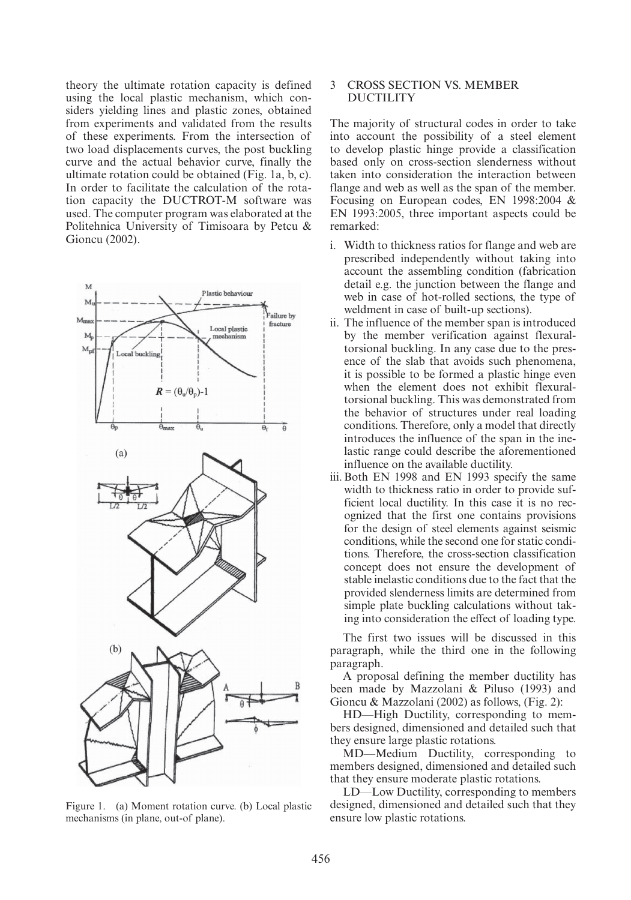theory the ultimate rotation capacity is defined using the local plastic mechanism, which considers yielding lines and plastic zones, obtained from experiments and validated from the results of these experiments. From the intersection of two load displacements curves, the post buckling curve and the actual behavior curve, finally the ultimate rotation could be obtained (Fig. 1a, b, c). In order to facilitate the calculation of the rotation capacity the DUCTROT-M software was used. The computer program was elaborated at the Politehnica University of Timisoara by Petcu & Gioncu (2002).

M
$M_u$
$M_{max}$
$M_p$
$M_{pf}$
Plastic behaviour
Failure by fracture
Local plastic mechanism
Local buckling
$R = (\theta_u/\theta_p)-1$
$\theta_p$
$\theta_{max}$
$\theta_u$
$\theta_f$
$\theta$
(a)
$\theta$ $\theta$
L/2 L/2
(b)
A B
$\theta$
$\phi$

Figure 1. (a) Moment rotation curve. (b) Local plastic mechanisms (in plane, out-of plane).

## 3 CROSS SECTION VS. MEMBER DUCTILITY

The majority of structural codes in order to take into account the possibility of a steel element to develop plastic hinge provide a classification based only on cross-section slenderness without taken into consideration the interaction between flange and web as well as the span of the member. Focusing on European codes, EN 1998:2004 & EN 1993:2005, three important aspects could be remarked:

i. Width to thickness ratios for flange and web are prescribed independently without taking into account the assembling condition (fabrication detail e.g. the junction between the flange and web in case of hot-rolled sections, the type of weldment in case of built-up sections).
ii. The influence of the member span is introduced by the member verification against flexural-torsional buckling. In any case due to the presence of the slab that avoids such phenomena, it is possible to be formed a plastic hinge even when the element does not exhibit flexural-torsional buckling. This was demonstrated from the behavior of structures under real loading conditions. Therefore, only a model that directly introduces the influence of the span in the inelastic range could describe the aforementioned influence on the available ductility.
iii. Both EN 1998 and EN 1993 specify the same width to thickness ratio in order to provide sufficient local ductility. In this case it is no recognized that the first one contains provisions for the design of steel elements against seismic conditions, while the second one for static conditions. Therefore, the cross-section classification concept does not ensure the development of stable inelastic conditions due to the fact that the provided slenderness limits are determined from simple plate buckling calculations without taking into consideration the effect of loading type.

The first two issues will be discussed in this paragraph, while the third one in the following paragraph.

A proposal defining the member ductility has been made by Mazzolani & Piluso (1993) and Gioncu & Mazzolani (2002) as follows, (Fig. 2):

HD—High Ductility, corresponding to members designed, dimensioned and detailed such that they ensure large plastic rotations.

MD—Medium Ductility, corresponding to members designed, dimensioned and detailed such that they ensure moderate plastic rotations.

LD—Low Ductility, corresponding to members designed, dimensioned and detailed such that they ensure low plastic rotations.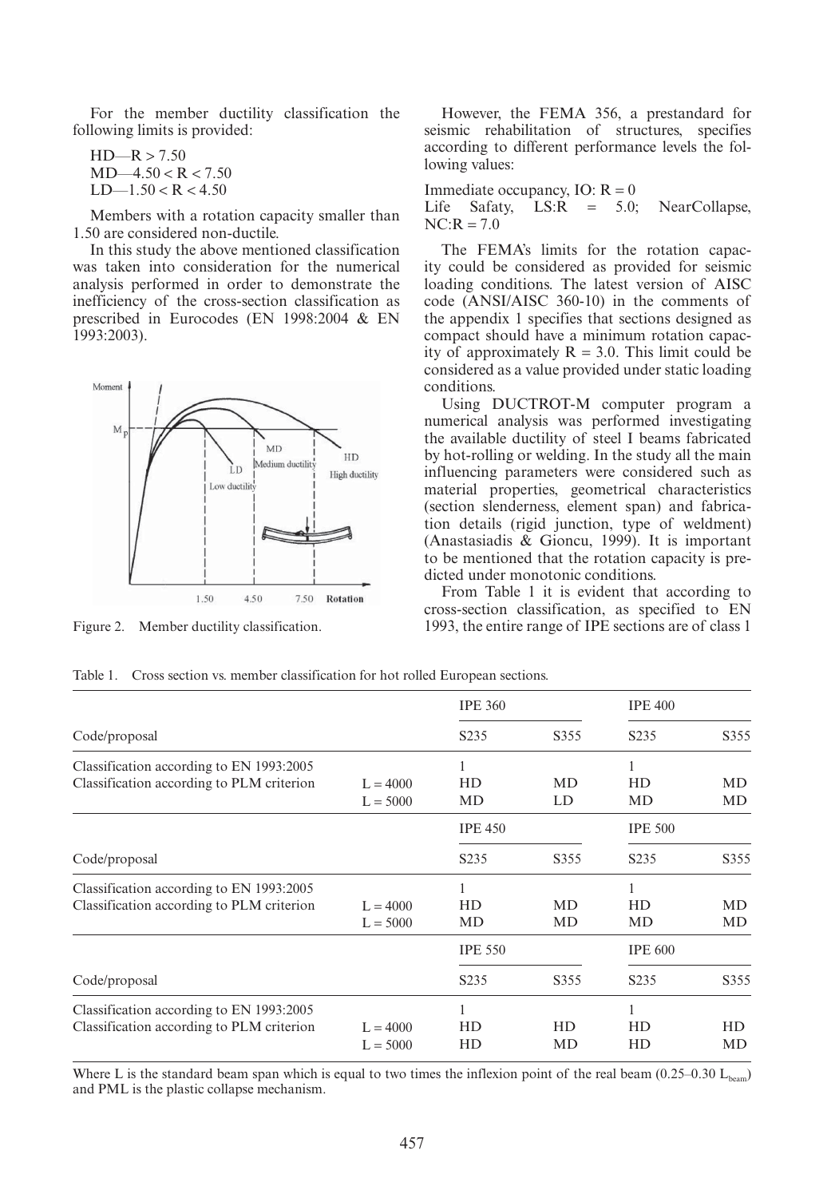For the member ductility classification the following limits is provided:

HD—$R > 7.50$
MD—$4.50 < R < 7.50$
LD—$1.50 < R < 4.50$

Members with a rotation capacity smaller than 1.50 are considered non-ductile.

In this study the above mentioned classification was taken into consideration for the numerical analysis performed in order to demonstrate the inefficiency of the cross-section classification as prescribed in Eurocodes (EN 1998:2004 & EN 1993:2003).

Figure 2. Member ductility classification.

However, the FEMA 356, a prestandard for seismic rehabilitation of structures, specifies according to different performance levels the following values:

Immediate occupancy, IO: $R = 0$
Life Safaty, LS:$R = 5.0$; NearCollapse, NC:$R = 7.0$

The FEMA's limits for the rotation capacity could be considered as provided for seismic loading conditions. The latest version of AISC code (ANSI/AISC 360-10) in the comments of the appendix 1 specifies that sections designed as compact should have a minimum rotation capacity of approximately $R = 3.0$. This limit could be considered as a value provided under static loading conditions.

Using DUCTROT-M computer program a numerical analysis was performed investigating the available ductility of steel I beams fabricated by hot-rolling or welding. In the study all the main influencing parameters were considered such as material properties, geometrical characteristics (section slenderness, element span) and fabrication details (rigid junction, type of weldment) (Anastasiadis & Gioncu, 1999). It is important to be mentioned that the rotation capacity is predicted under monotonic conditions.

From Table 1 it is evident that according to cross-section classification, as specified to EN 1993, the entire range of IPE sections are of class 1

Table 1. Cross section vs. member classification for hot rolled European sections.

| Code/proposal | | IPE 360 | | IPE 400 | |
|---|---|---|---|---|---|
| | | S235 | S355 | S235 | S355 |
| Classification according to EN 1993:2005 | | 1 | | 1 | |
| Classification according to PLM criterion | $L = 4000$ | HD | MD | HD | MD |
| | $L = 5000$ | MD | LD | MD | MD |
| | | **IPE 450** | | **IPE 500** | |
| Code/proposal | | S235 | S355 | S235 | S355 |
| Classification according to EN 1993:2005 | | 1 | | 1 | |
| Classification according to PLM criterion | $L = 4000$ | HD | MD | HD | MD |
| | $L = 5000$ | MD | MD | MD | MD |
| | | **IPE 550** | | **IPE 600** | |
| Code/proposal | | S235 | S355 | S235 | S355 |
| Classification according to EN 1993:2005 | | 1 | | 1 | |
| Classification according to PLM criterion | $L = 4000$ | HD | HD | HD | HD |
| | $L = 5000$ | HD | MD | HD | MD |

Where L is the standard beam span which is equal to two times the inflexion point of the real beam ($0.25$–$0.30\ L_{beam}$) and PML is the plastic collapse mechanism.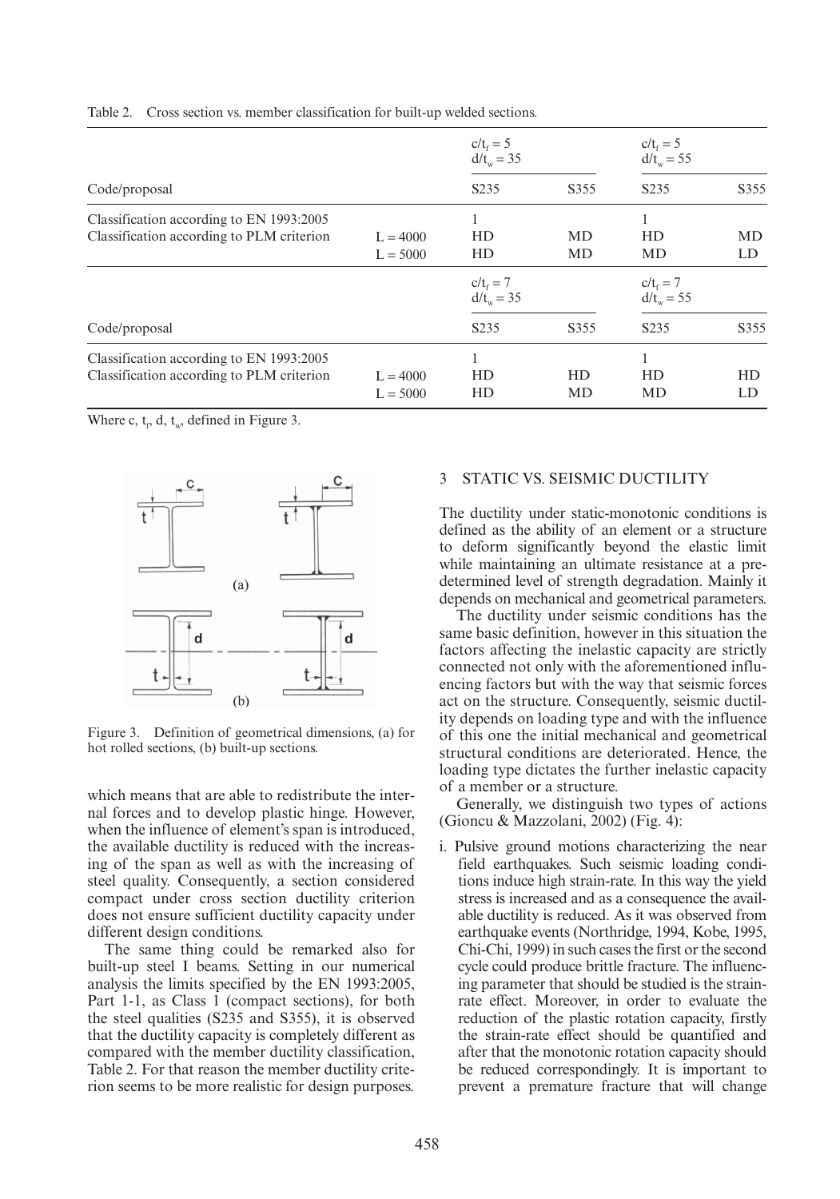Table 2. Cross section vs. member classification for built-up welded sections.

| Code/proposal | | $c/t_f = 5$, $d/t_w = 35$ | | $c/t_f = 5$, $d/t_w = 55$ | |
|---|---|---|---|---|---|
| | | S235 | S355 | S235 | S355 |
| Classification according to EN 1993:2005 | | 1 | | 1 | |
| Classification according to PLM criterion | L = 4000 | HD | MD | HD | MD |
| | L = 5000 | HD | MD | MD | LD |
| | | $c/t_f = 7$, $d/t_w = 35$ | | $c/t_f = 7$, $d/t_w = 55$ | |
| Code/proposal | | S235 | S355 | S235 | S355 |
| Classification according to EN 1993:2005 | | 1 | | 1 | |
| Classification according to PLM criterion | L = 4000 | HD | HD | HD | HD |
| | L = 5000 | HD | MD | MD | LD |

Where c, $t_f$, d, $t_w$, defined in Figure 3.

(a)

(b)

Figure 3. Definition of geometrical dimensions, (a) for hot rolled sections, (b) built-up sections.

which means that are able to redistribute the internal forces and to develop plastic hinge. However, when the influence of element's span is introduced, the available ductility is reduced with the increasing of the span as well as with the increasing of steel quality. Consequently, a section considered compact under cross section ductility criterion does not ensure sufficient ductility capacity under different design conditions.

The same thing could be remarked also for built-up steel I beams. Setting in our numerical analysis the limits specified by the EN 1993:2005, Part 1-1, as Class 1 (compact sections), for both the steel qualities (S235 and S355), it is observed that the ductility capacity is completely different as compared with the member ductility classification, Table 2. For that reason the member ductility criterion seems to be more realistic for design purposes.

## 3 STATIC VS. SEISMIC DUCTILITY

The ductility under static-monotonic conditions is defined as the ability of an element or a structure to deform significantly beyond the elastic limit while maintaining an ultimate resistance at a predetermined level of strength degradation. Mainly it depends on mechanical and geometrical parameters.

The ductility under seismic conditions has the same basic definition, however in this situation the factors affecting the inelastic capacity are strictly connected not only with the aforementioned influencing factors but with the way that seismic forces act on the structure. Consequently, seismic ductility depends on loading type and with the influence of this one the initial mechanical and geometrical structural conditions are deteriorated. Hence, the loading type dictates the further inelastic capacity of a member or a structure.

Generally, we distinguish two types of actions (Gioncu & Mazzolani, 2002) (Fig. 4):

i. Pulsive ground motions characterizing the near field earthquakes. Such seismic loading conditions induce high strain-rate. In this way the yield stress is increased and as a consequence the available ductility is reduced. As it was observed from earthquake events (Northridge, 1994, Kobe, 1995, Chi-Chi, 1999) in such cases the first or the second cycle could produce brittle fracture. The influencing parameter that should be studied is the strain-rate effect. Moreover, in order to evaluate the reduction of the plastic rotation capacity, firstly the strain-rate effect should be quantified and after that the monotonic rotation capacity should be reduced correspondingly. It is important to prevent a premature fracture that will change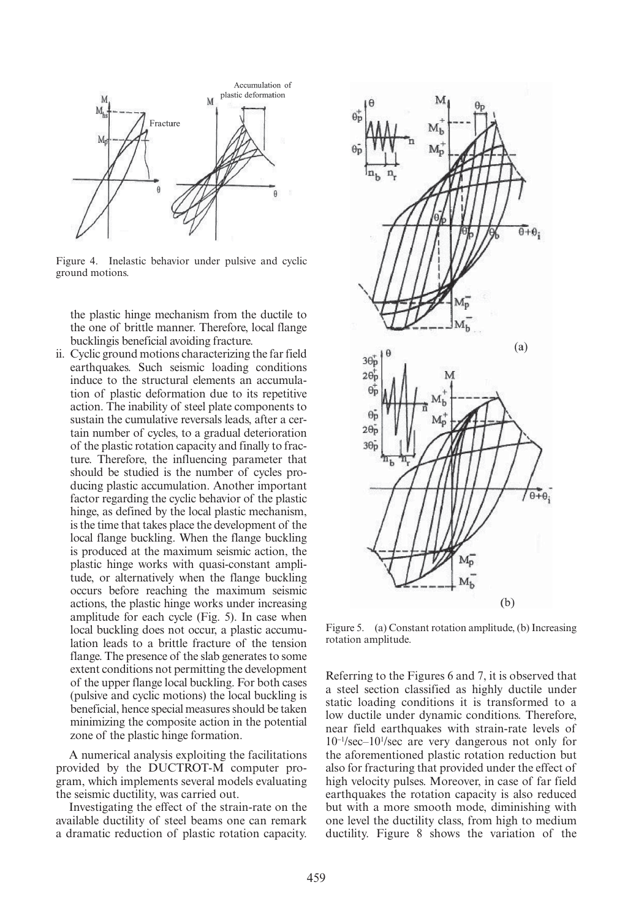Figure 4. Inelastic behavior under pulsive and cyclic ground motions.

the plastic hinge mechanism from the ductile to the one of brittle manner. Therefore, local flange bucklingis beneficial avoiding fracture.

ii. Cyclic ground motions characterizing the far field earthquakes. Such seismic loading conditions induce to the structural elements an accumulation of plastic deformation due to its repetitive action. The inability of steel plate components to sustain the cumulative reversals leads, after a certain number of cycles, to a gradual deterioration of the plastic rotation capacity and finally to fracture. Therefore, the influencing parameter that should be studied is the number of cycles producing plastic accumulation. Another important factor regarding the cyclic behavior of the plastic hinge, as defined by the local plastic mechanism, is the time that takes place the development of the local flange buckling. When the flange buckling is produced at the maximum seismic action, the plastic hinge works with quasi-constant amplitude, or alternatively when the flange buckling occurs before reaching the maximum seismic actions, the plastic hinge works under increasing amplitude for each cycle (Fig. 5). In case when local buckling does not occur, a plastic accumulation leads to a brittle fracture of the tension flange. The presence of the slab generates to some extent conditions not permitting the development of the upper flange local buckling. For both cases (pulsive and cyclic motions) the local buckling is beneficial, hence special measures should be taken minimizing the composite action in the potential zone of the plastic hinge formation.

A numerical analysis exploiting the facilitations provided by the DUCTROT-M computer program, which implements several models evaluating the seismic ductility, was carried out.

Investigating the effect of the strain-rate on the available ductility of steel beams one can remark a dramatic reduction of plastic rotation capacity.

Figure 5. (a) Constant rotation amplitude, (b) Increasing rotation amplitude.

Referring to the Figures 6 and 7, it is observed that a steel section classified as highly ductile under static loading conditions it is transformed to a low ductile under dynamic conditions. Therefore, near field earthquakes with strain-rate levels of $10^{-1}$/sec–$10^{1}$/sec are very dangerous not only for the aforementioned plastic rotation reduction but also for fracturing that provided under the effect of high velocity pulses. Moreover, in case of far field earthquakes the rotation capacity is also reduced but with a more smooth mode, diminishing with one level the ductility class, from high to medium ductility. Figure 8 shows the variation of the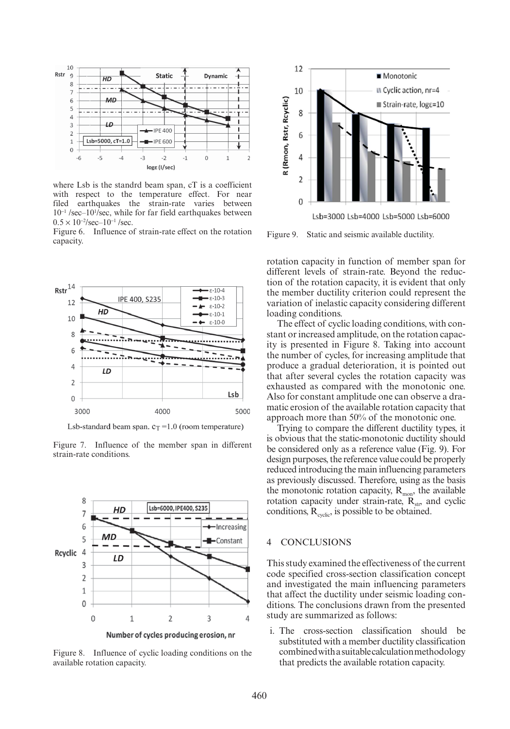where Lsb is the standrd beam span, cT is a coefficient with respect to the temperature effect. For near filed earthquakes the strain-rate varies between $10^{-1}$ /sec–$10^{1}$/sec, while for far field earthquakes between $0.5 \times 10^{-2}$/sec–$10^{-1}$ /sec.

Figure 6. Influence of strain-rate effect on the rotation capacity.

Lsb-standard beam span. $c_T = 1.0$ (room temperature)

Figure 7. Influence of the member span in different strain-rate conditions.

Figure 8. Influence of cyclic loading conditions on the available rotation capacity.

Figure 9. Static and seismic available ductility.

rotation capacity in function of member span for different levels of strain-rate. Beyond the reduction of the rotation capacity, it is evident that only the member ductility criterion could represent the variation of inelastic capacity considering different loading conditions.

The effect of cyclic loading conditions, with constant or increased amplitude, on the rotation capacity is presented in Figure 8. Taking into account the number of cycles, for increasing amplitude that produce a gradual deterioration, it is pointed out that after several cycles the rotation capacity was exhausted as compared with the monotonic one. Also for constant amplitude one can observe a dramatic erosion of the available rotation capacity that approach more than 50% of the monotonic one.

Trying to compare the different ductility types, it is obvious that the static-monotonic ductility should be considered only as a reference value (Fig. 9). For design purposes, the reference value could be properly reduced introducing the main influencing parameters as previously discussed. Therefore, using as the basis the monotonic rotation capacity, $R_{mon}$, the available rotation capacity under strain-rate, $R_{str}$, and cyclic conditions, $R_{cyclic}$, is possible to be obtained.

## 4 CONCLUSIONS

This study examined the effectiveness of the current code specified cross-section classification concept and investigated the main influencing parameters that affect the ductility under seismic loading conditions. The conclusions drawn from the presented study are summarized as follows:

i. The cross-section classification should be substituted with a member ductility classification combined with a suitable calculation methodology that predicts the available rotation capacity.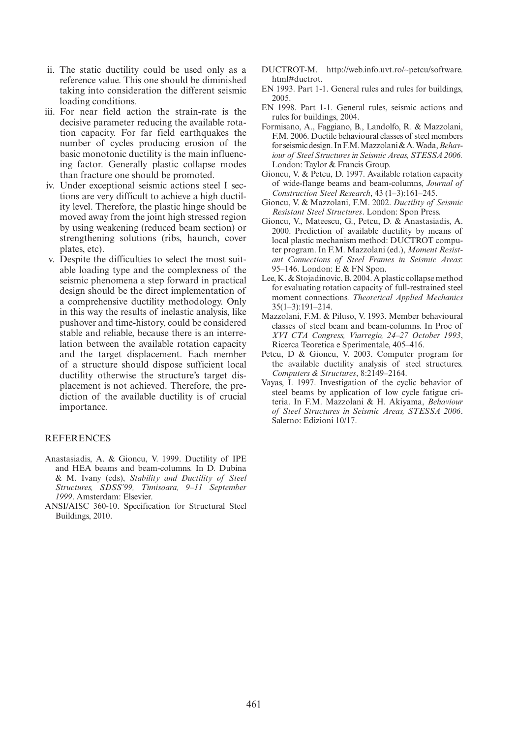ii. The static ductility could be used only as a reference value. This one should be diminished taking into consideration the different seismic loading conditions.
iii. For near field action the strain-rate is the decisive parameter reducing the available rotation capacity. For far field earthquakes the number of cycles producing erosion of the basic monotonic ductility is the main influencing factor. Generally plastic collapse modes than fracture one should be promoted.
iv. Under exceptional seismic actions steel I sections are very difficult to achieve a high ductility level. Therefore, the plastic hinge should be moved away from the joint high stressed region by using weakening (reduced beam section) or strengthening solutions (ribs, haunch, cover plates, etc).
v. Despite the difficulties to select the most suitable loading type and the complexness of the seismic phenomena a step forward in practical design should be the direct implementation of a comprehensive ductility methodology. Only in this way the results of inelastic analysis, like pushover and time-history, could be considered stable and reliable, because there is an interrelation between the available rotation capacity and the target displacement. Each member of a structure should dispose sufficient local ductility otherwise the structure's target displacement is not achieved. Therefore, the prediction of the available ductility is of crucial importance.

## REFERENCES

Anastasiadis, A. & Gioncu, V. 1999. Ductility of IPE and HEA beams and beam-columns. In D. Dubina & M. Ivany (eds), *Stability and Ductility of Steel Structures, SDSS'99, Timisoara, 9–11 September 1999*. Amsterdam: Elsevier.

ANSI/AISC 360-10. Specification for Structural Steel Buildings, 2010.

DUCTROT-M. http://web.info.uvt.ro/~petcu/software.html#ductrot.

EN 1993. Part 1-1. General rules and rules for buildings, 2005.

EN 1998. Part 1-1. General rules, seismic actions and rules for buildings, 2004.

Formisano, A., Faggiano, B., Landolfo, R. & Mazzolani, F.M. 2006. Ductile behavioural classes of steel members for seismic design. In F.M. Mazzolani & A. Wada, *Behaviour of Steel Structures in Seismic Areas, STESSA 2006.* London: Taylor & Francis Group.

Gioncu, V. & Petcu, D. 1997. Available rotation capacity of wide-flange beams and beam-columns, *Journal of Construction Steel Research*, 43 (1–3):161–245.

Gioncu, V. & Mazzolani, F.M. 2002. *Ductility of Seismic Resistant Steel Structures*. London: Spon Press.

Gioncu, V., Mateescu, G., Petcu, D. & Anastasiadis, A. 2000. Prediction of available ductility by means of local plastic mechanism method: DUCTROT computer program. In F.M. Mazzolani (ed.), *Moment Resistant Connections of Steel Frames in Seismic Areas*: 95–146. London: E & FN Spon.

Lee, K. & Stojadinovic, B. 2004. A plastic collapse method for evaluating rotation capacity of full-restrained steel moment connections. *Theoretical Applied Mechanics* 35(1–3):191–214.

Mazzolani, F.M. & Piluso, V. 1993. Member behavioural classes of steel beam and beam-columns. In Proc of *XVI CTA Congress, Viarregio, 24–27 October 1993*, Ricerca Teoretica e Sperimentale, 405–416.

Petcu, D & Gioncu, V. 2003. Computer program for the available ductility analysis of steel structures. *Computers & Structures*, 8:2149–2164.

Vayas, I. 1997. Investigation of the cyclic behavior of steel beams by application of low cycle fatigue criteria. In F.M. Mazzolani & H. Akiyama, *Behaviour of Steel Structures in Seismic Areas, STESSA 2006*. Salerno: Edizioni 10/17.